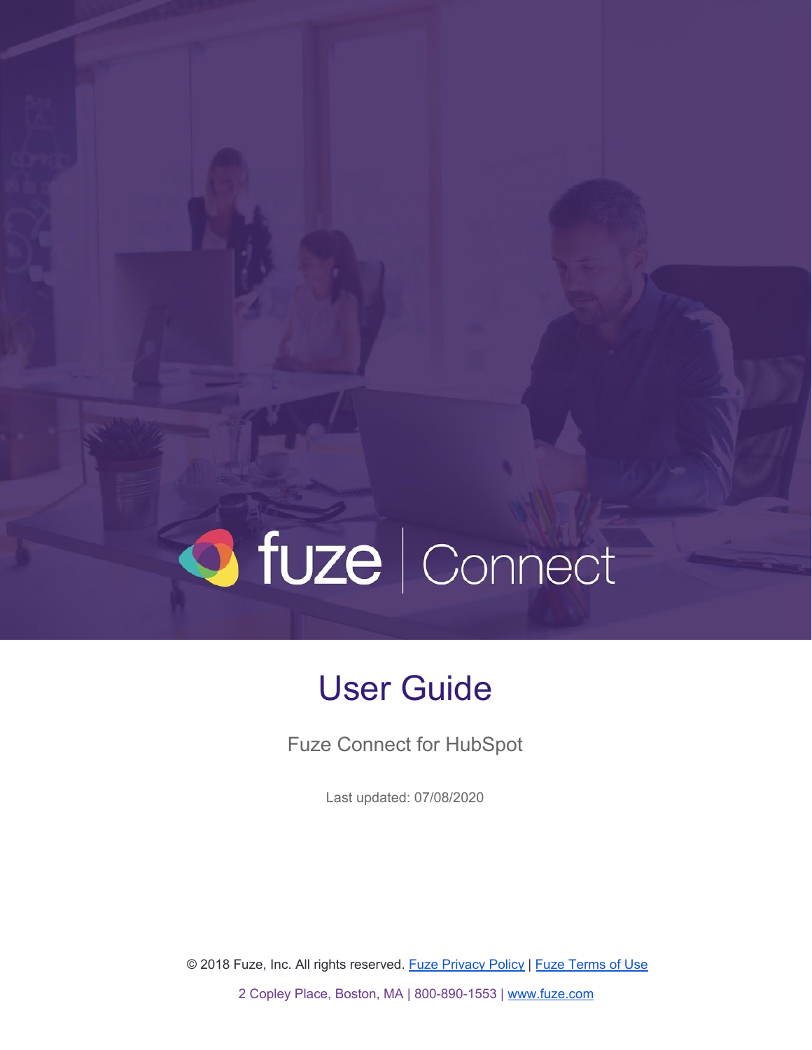fuze | Connect

# User Guide

Fuze Connect for HubSpot

Last updated: 07/08/2020

© 2018 Fuze, Inc. All rights reserved. Fuze Privacy Policy | Fuze Terms of Use

2 Copley Place, Boston, MA | 800-890-1553 | www.fuze.com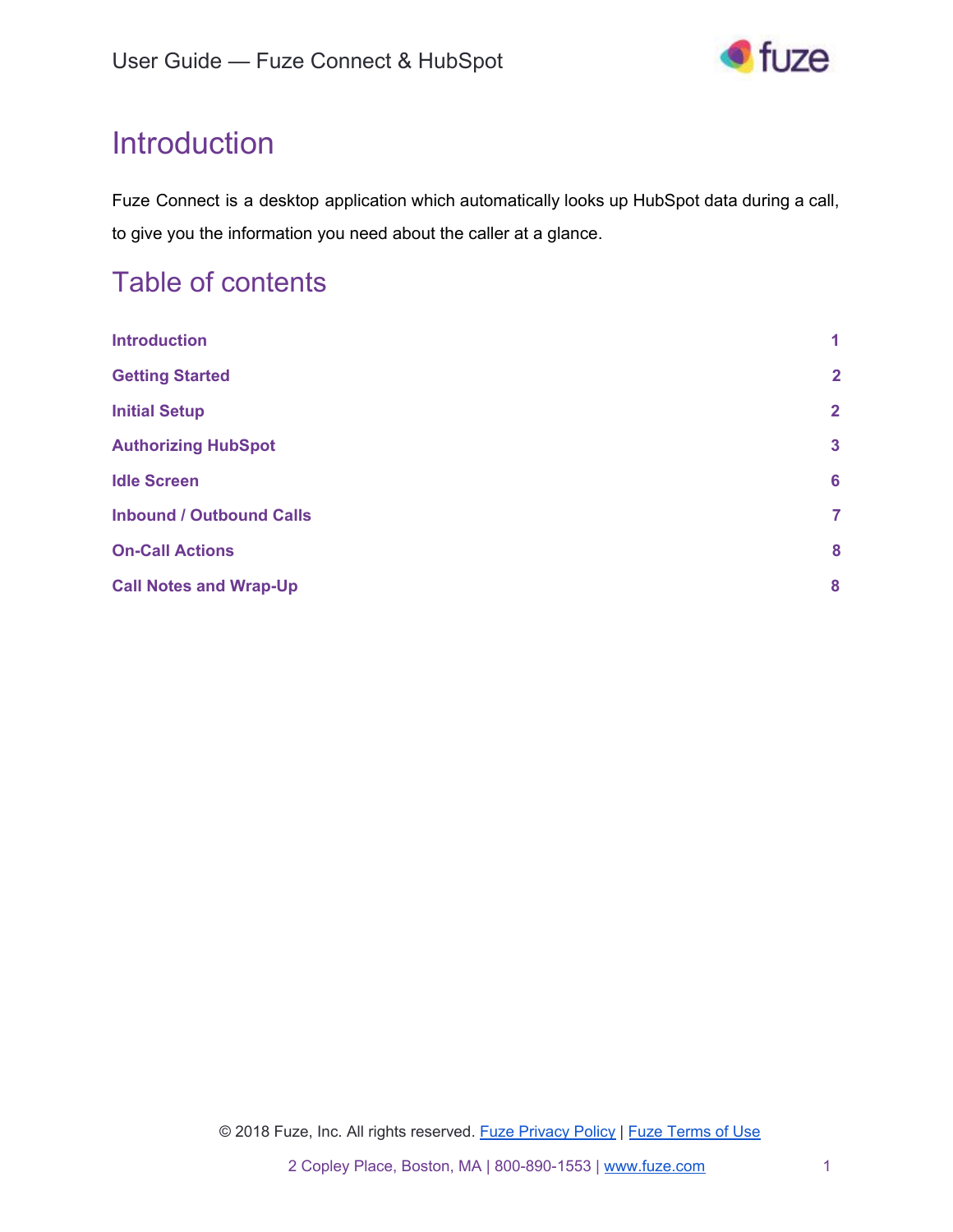# Introduction

Fuze Connect is a desktop application which automatically looks up HubSpot data during a call, to give you the information you need about the caller at a glance.

## Table of contents

| | |
|---|---|
| **Introduction** | **1** |
| **Getting Started** | **2** |
| **Initial Setup** | **2** |
| **Authorizing HubSpot** | **3** |
| **Idle Screen** | **6** |
| **Inbound / Outbound Calls** | **7** |
| **On-Call Actions** | **8** |
| **Call Notes and Wrap-Up** | **8** |

© 2018 Fuze, Inc. All rights reserved. Fuze Privacy Policy | Fuze Terms of Use

2 Copley Place, Boston, MA | 800-890-1553 | www.fuze.com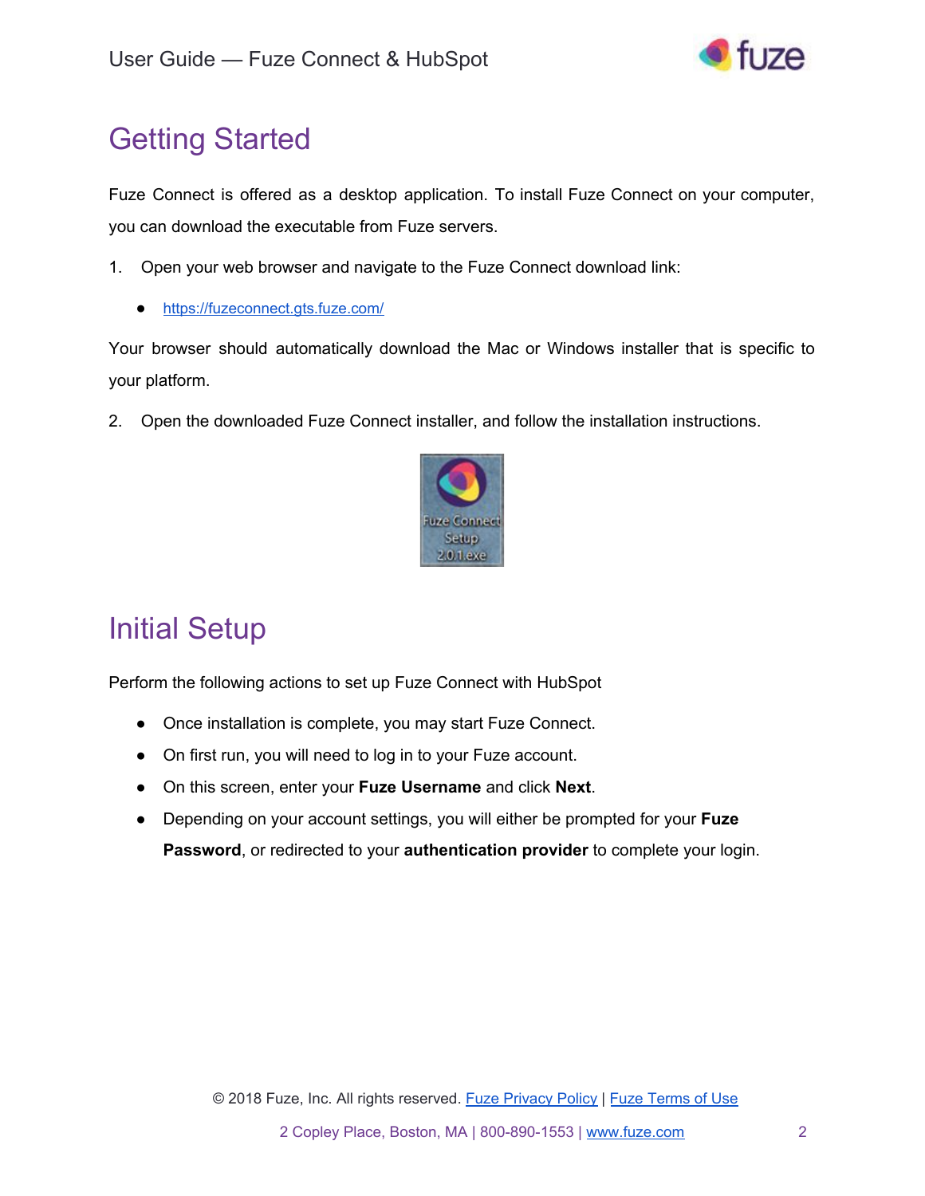# Getting Started

Fuze Connect is offered as a desktop application. To install Fuze Connect on your computer, you can download the executable from Fuze servers.

1. Open your web browser and navigate to the Fuze Connect download link:
   - https://fuzeconnect.gts.fuze.com/

Your browser should automatically download the Mac or Windows installer that is specific to your platform.

2. Open the downloaded Fuze Connect installer, and follow the installation instructions.

# Initial Setup

Perform the following actions to set up Fuze Connect with HubSpot

- Once installation is complete, you may start Fuze Connect.
- On first run, you will need to log in to your Fuze account.
- On this screen, enter your **Fuze Username** and click **Next**.
- Depending on your account settings, you will either be prompted for your **Fuze Password**, or redirected to your **authentication provider** to complete your login.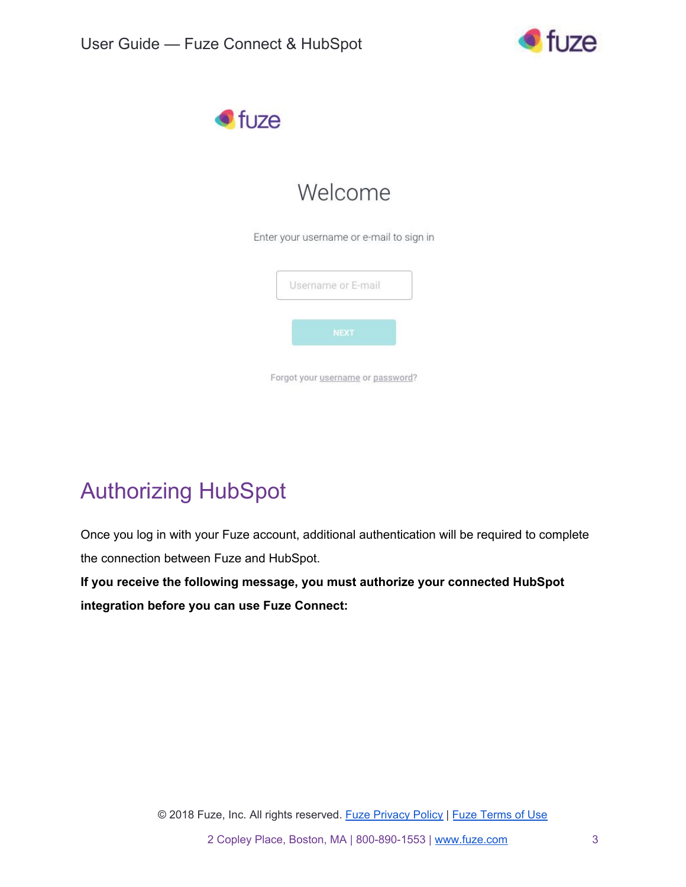fuze

Welcome

Enter your username or e-mail to sign in

Username or E-mail

NEXT

Forgot your username or password?

## Authorizing HubSpot

Once you log in with your Fuze account, additional authentication will be required to complete the connection between Fuze and HubSpot.

**If you receive the following message, you must authorize your connected HubSpot integration before you can use Fuze Connect:**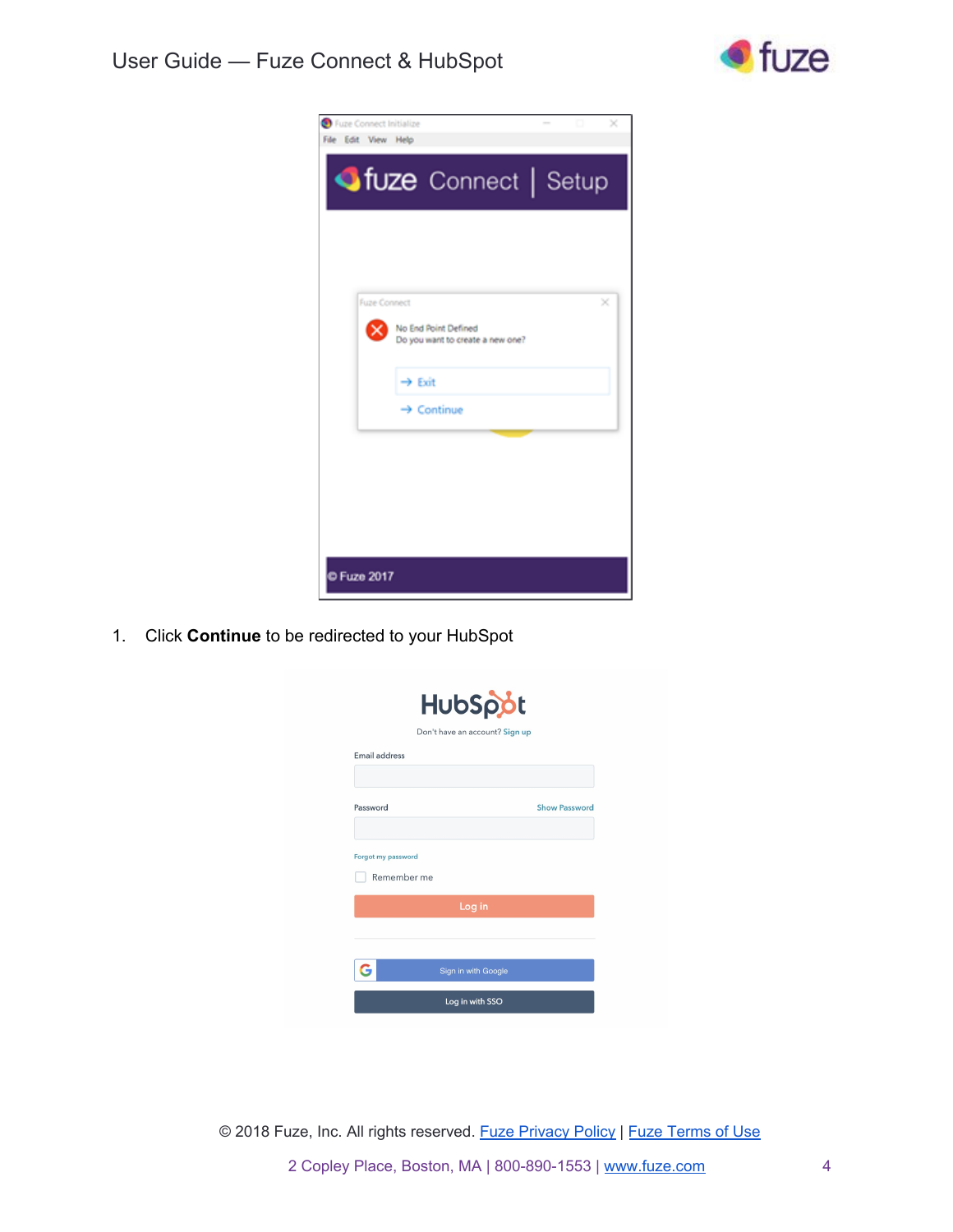1. Click **Continue** to be redirected to your HubSpot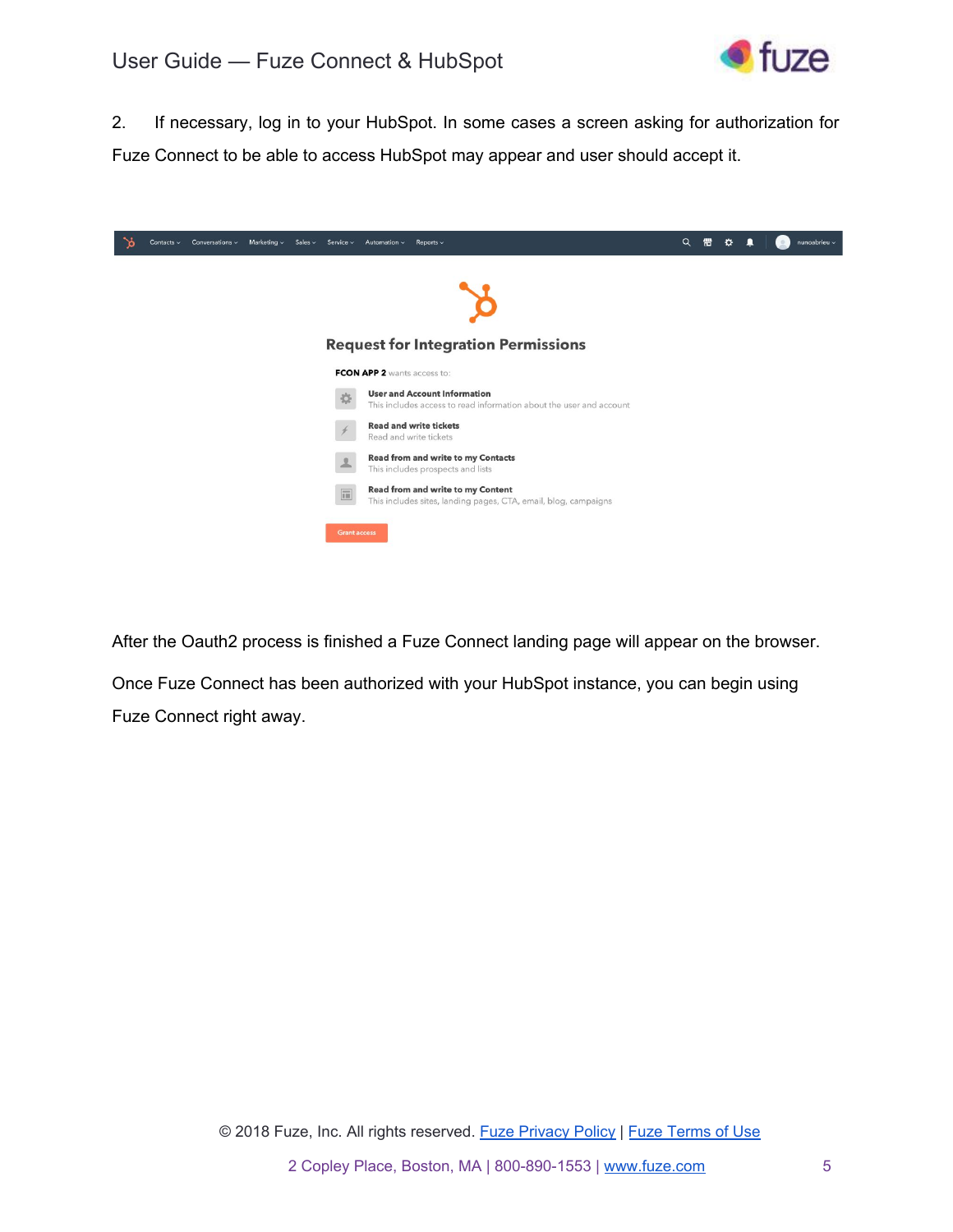2. If necessary, log in to your HubSpot. In some cases a screen asking for authorization for Fuze Connect to be able to access HubSpot may appear and user should accept it.

After the Oauth2 process is finished a Fuze Connect landing page will appear on the browser.

Once Fuze Connect has been authorized with your HubSpot instance, you can begin using Fuze Connect right away.

© 2018 Fuze, Inc. All rights reserved. Fuze Privacy Policy | Fuze Terms of Use

2 Copley Place, Boston, MA | 800-890-1553 | www.fuze.com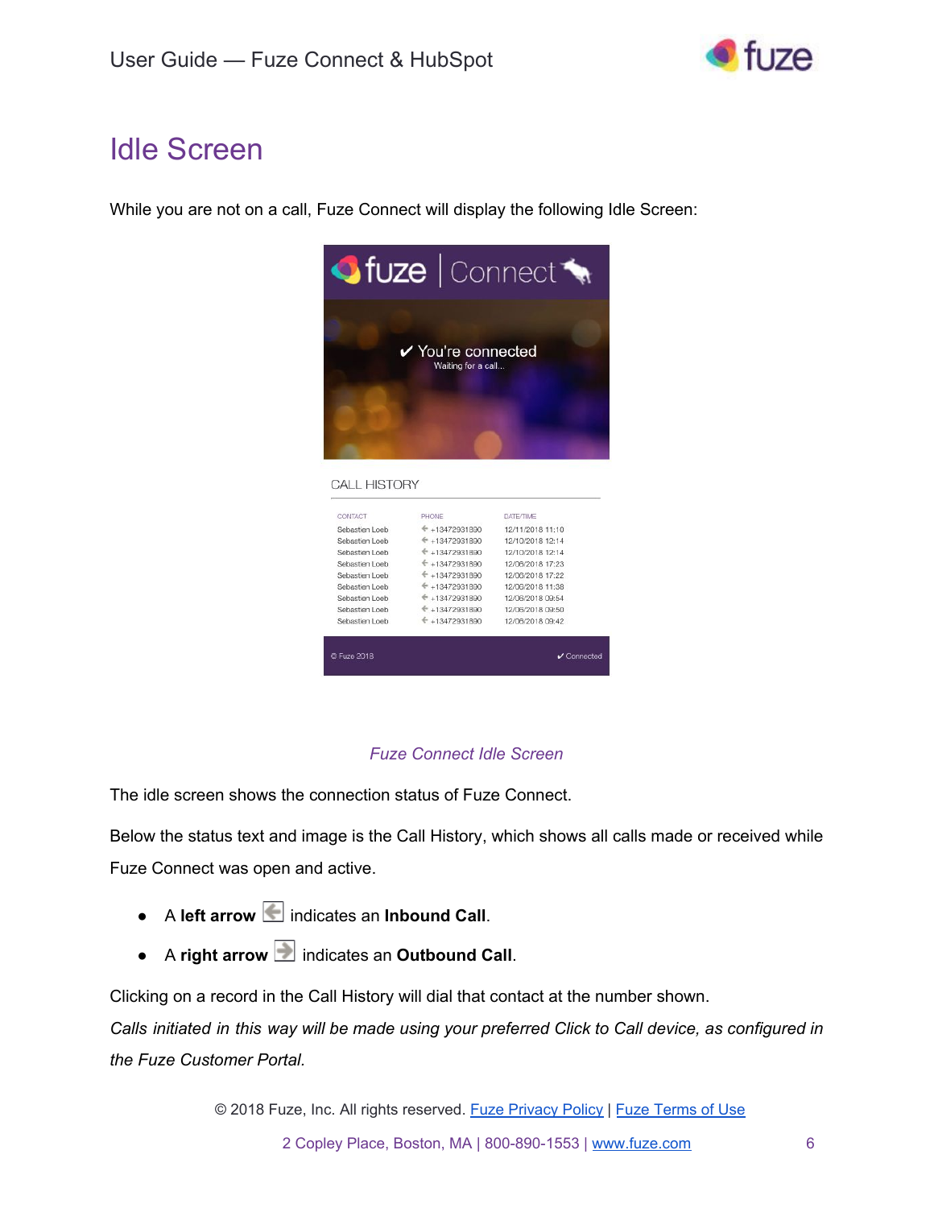# Idle Screen

While you are not on a call, Fuze Connect will display the following Idle Screen:

*Fuze Connect Idle Screen*

The idle screen shows the connection status of Fuze Connect.

Below the status text and image is the Call History, which shows all calls made or received while Fuze Connect was open and active.

- A **left arrow** indicates an **Inbound Call**.
- A **right arrow** indicates an **Outbound Call**.

Clicking on a record in the Call History will dial that contact at the number shown.

*Calls initiated in this way will be made using your preferred Click to Call device, as configured in the Fuze Customer Portal.*

© 2018 Fuze, Inc. All rights reserved. Fuze Privacy Policy | Fuze Terms of Use

2 Copley Place, Boston, MA | 800-890-1553 | www.fuze.com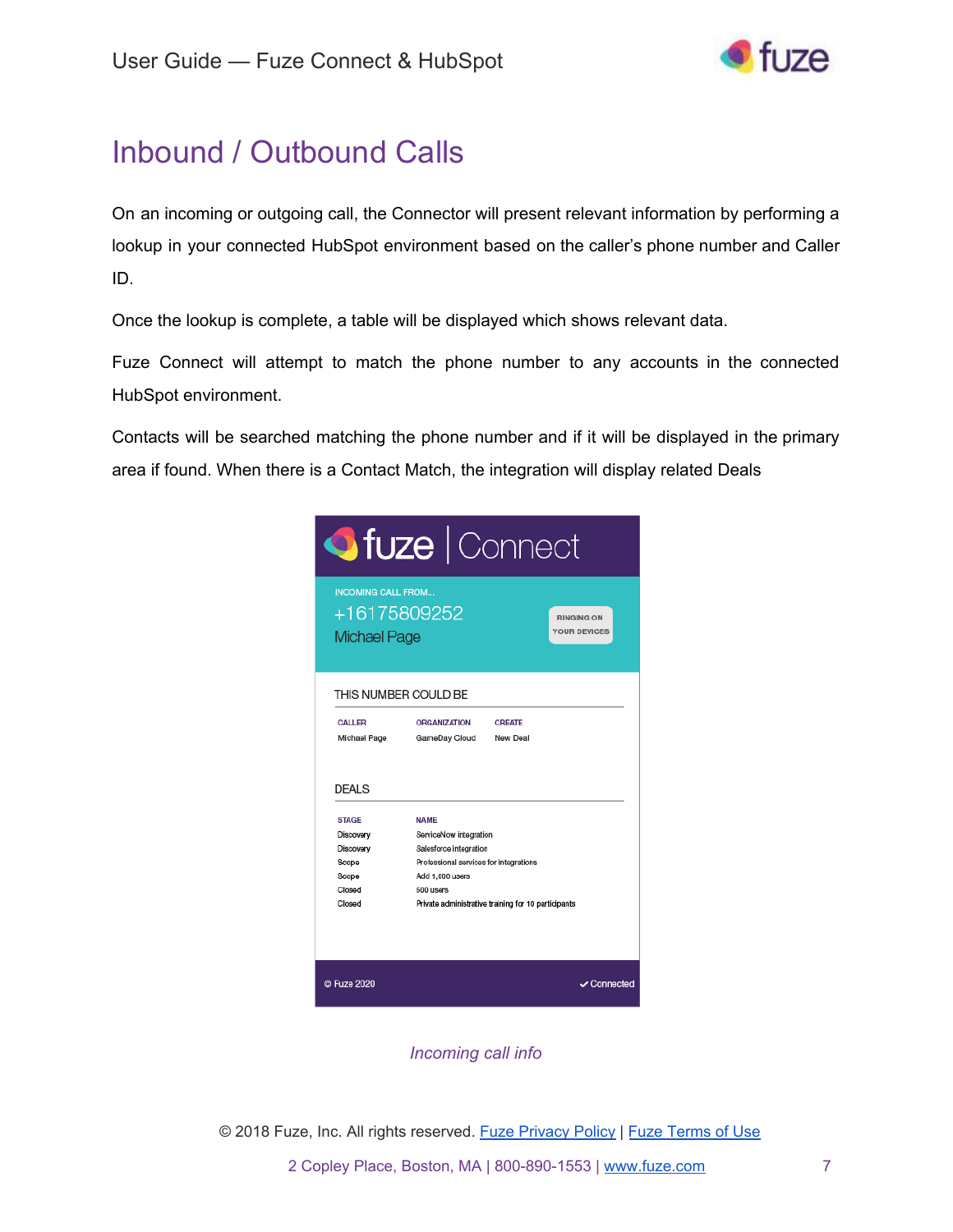# Inbound / Outbound Calls

On an incoming or outgoing call, the Connector will present relevant information by performing a lookup in your connected HubSpot environment based on the caller's phone number and Caller ID.

Once the lookup is complete, a table will be displayed which shows relevant data.

Fuze Connect will attempt to match the phone number to any accounts in the connected HubSpot environment.

Contacts will be searched matching the phone number and if it will be displayed in the primary area if found. When there is a Contact Match, the integration will display related Deals

*Incoming call info*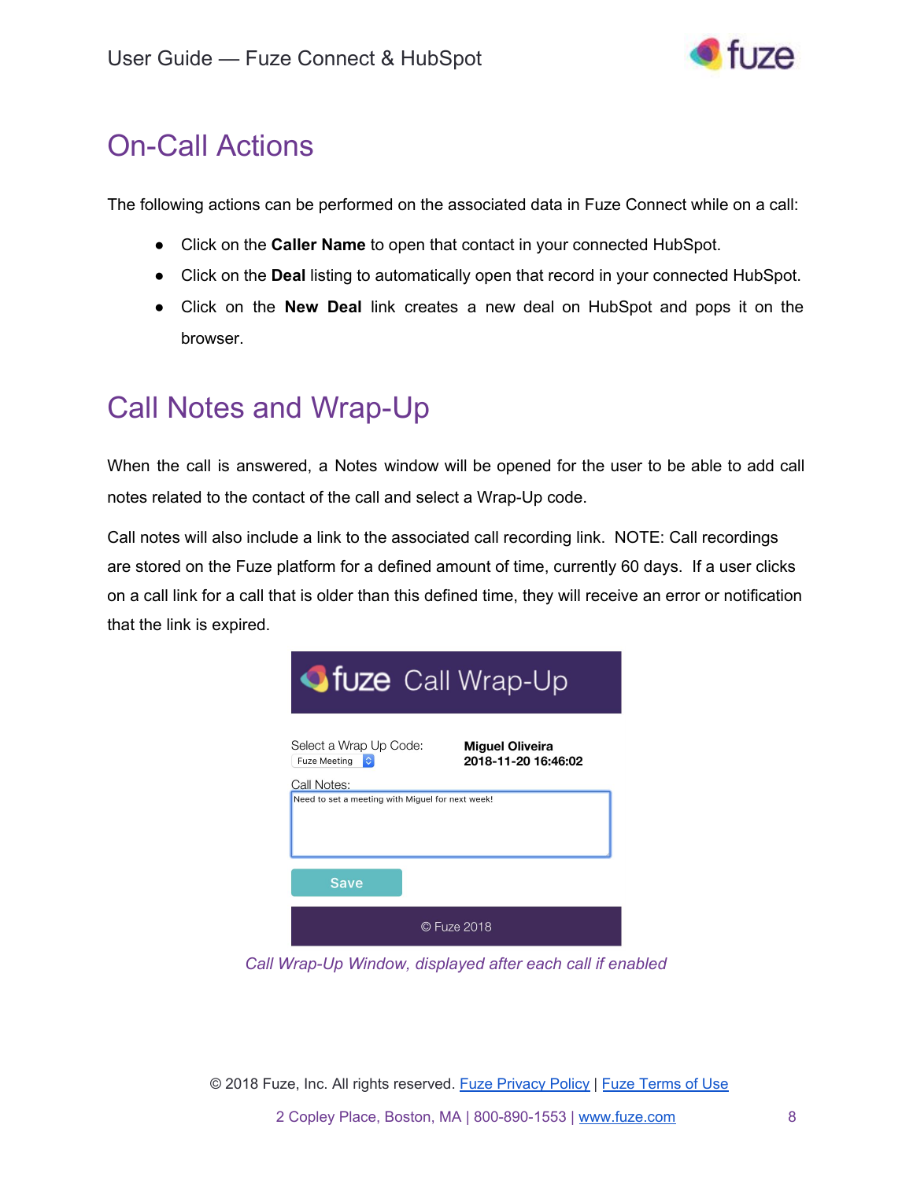# On-Call Actions

The following actions can be performed on the associated data in Fuze Connect while on a call:

- Click on the **Caller Name** to open that contact in your connected HubSpot.
- Click on the **Deal** listing to automatically open that record in your connected HubSpot.
- Click on the **New Deal** link creates a new deal on HubSpot and pops it on the browser.

# Call Notes and Wrap-Up

When the call is answered, a Notes window will be opened for the user to be able to add call notes related to the contact of the call and select a Wrap-Up code.

Call notes will also include a link to the associated call recording link. NOTE: Call recordings are stored on the Fuze platform for a defined amount of time, currently 60 days. If a user clicks on a call link for a call that is older than this defined time, they will receive an error or notification that the link is expired.

fuze Call Wrap-Up

Select a Wrap Up Code: Fuze Meeting

**Miguel Oliveira**
**2018-11-20 16:46:02**

Call Notes:
Need to set a meeting with Miguel for next week!

Save

© Fuze 2018

*Call Wrap-Up Window, displayed after each call if enabled*

© 2018 Fuze, Inc. All rights reserved. Fuze Privacy Policy | Fuze Terms of Use

2 Copley Place, Boston, MA | 800-890-1553 | www.fuze.com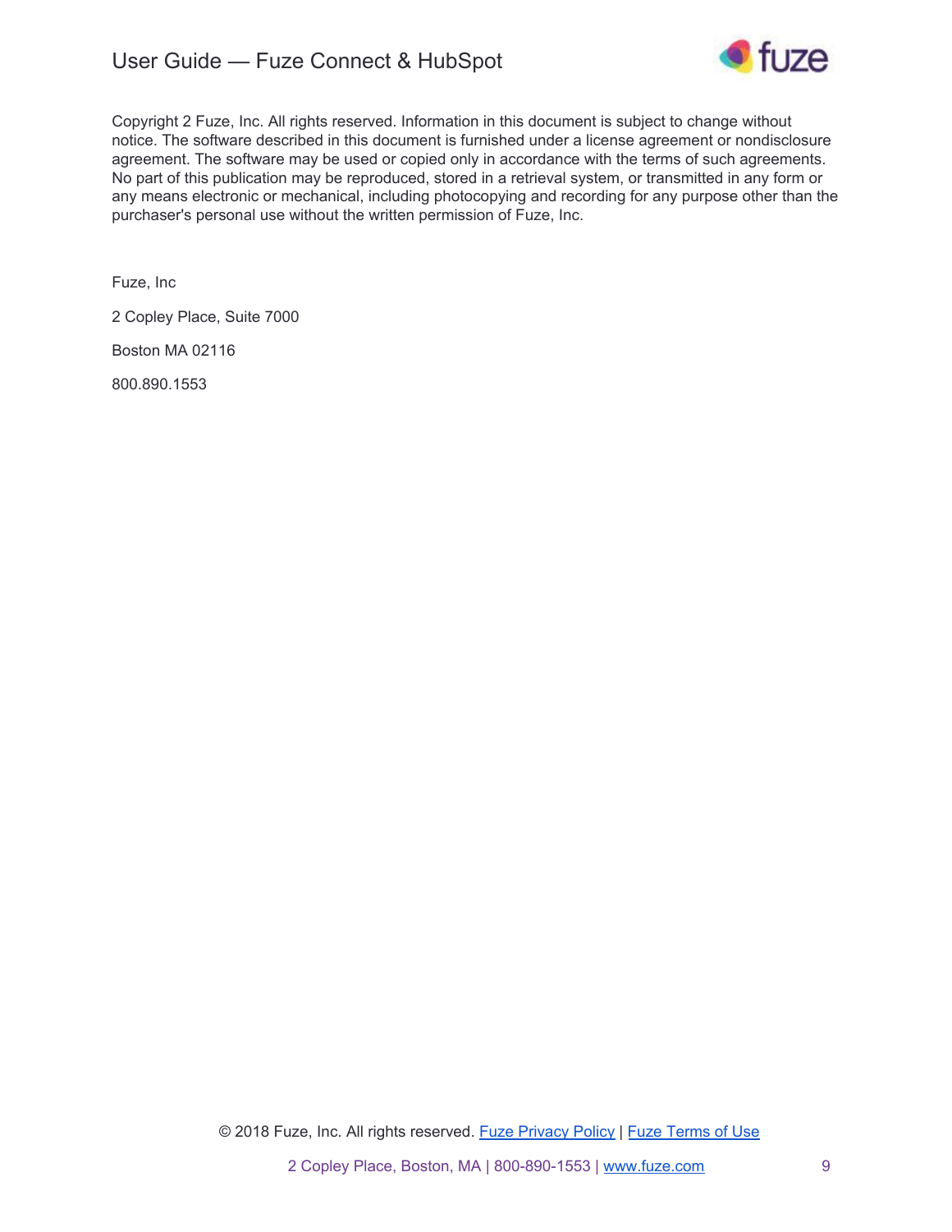Copyright 2 Fuze, Inc. All rights reserved. Information in this document is subject to change without notice. The software described in this document is furnished under a license agreement or nondisclosure agreement. The software may be used or copied only in accordance with the terms of such agreements. No part of this publication may be reproduced, stored in a retrieval system, or transmitted in any form or any means electronic or mechanical, including photocopying and recording for any purpose other than the purchaser's personal use without the written permission of Fuze, Inc.

Fuze, Inc

2 Copley Place, Suite 7000

Boston MA 02116

800.890.1553